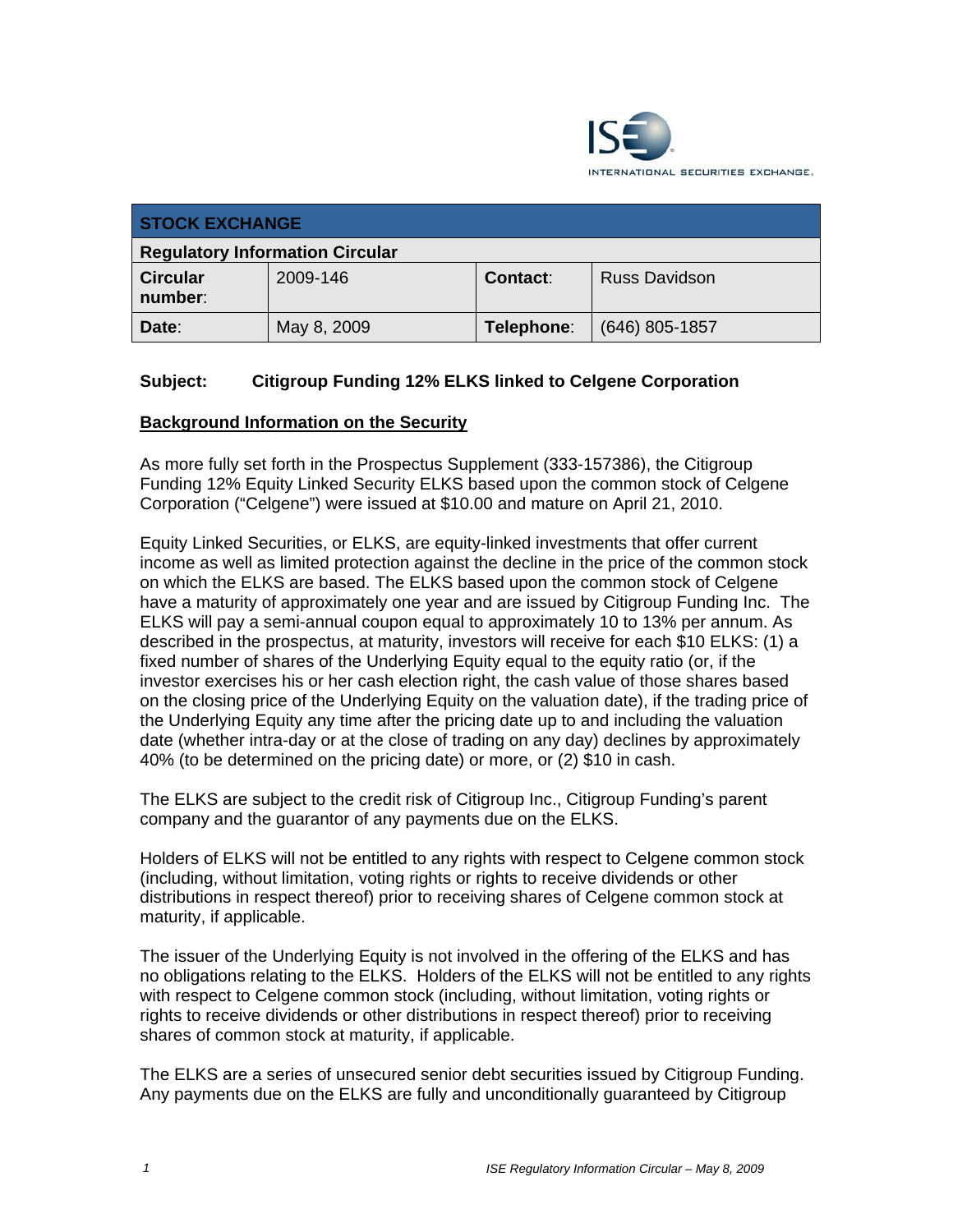| STOCK EXCHANGE | | | |
|---|---|---|---|
| **Regulatory Information Circular** | | | |
| **Circular number**: | 2009-146 | **Contact**: | Russ Davidson |
| **Date**: | May 8, 2009 | **Telephone**: | (646) 805-1857 |

**Subject: Citigroup Funding 12% ELKS linked to Celgene Corporation**

**Background Information on the Security**

As more fully set forth in the Prospectus Supplement (333-157386), the Citigroup Funding 12% Equity Linked Security ELKS based upon the common stock of Celgene Corporation ("Celgene") were issued at $10.00 and mature on April 21, 2010.

Equity Linked Securities, or ELKS, are equity-linked investments that offer current income as well as limited protection against the decline in the price of the common stock on which the ELKS are based. The ELKS based upon the common stock of Celgene have a maturity of approximately one year and are issued by Citigroup Funding Inc. The ELKS will pay a semi-annual coupon equal to approximately 10 to 13% per annum. As described in the prospectus, at maturity, investors will receive for each $10 ELKS: (1) a fixed number of shares of the Underlying Equity equal to the equity ratio (or, if the investor exercises his or her cash election right, the cash value of those shares based on the closing price of the Underlying Equity on the valuation date), if the trading price of the Underlying Equity any time after the pricing date up to and including the valuation date (whether intra-day or at the close of trading on any day) declines by approximately 40% (to be determined on the pricing date) or more, or (2) $10 in cash.

The ELKS are subject to the credit risk of Citigroup Inc., Citigroup Funding's parent company and the guarantor of any payments due on the ELKS.

Holders of ELKS will not be entitled to any rights with respect to Celgene common stock (including, without limitation, voting rights or rights to receive dividends or other distributions in respect thereof) prior to receiving shares of Celgene common stock at maturity, if applicable.

The issuer of the Underlying Equity is not involved in the offering of the ELKS and has no obligations relating to the ELKS. Holders of the ELKS will not be entitled to any rights with respect to Celgene common stock (including, without limitation, voting rights or rights to receive dividends or other distributions in respect thereof) prior to receiving shares of common stock at maturity, if applicable.

The ELKS are a series of unsecured senior debt securities issued by Citigroup Funding. Any payments due on the ELKS are fully and unconditionally guaranteed by Citigroup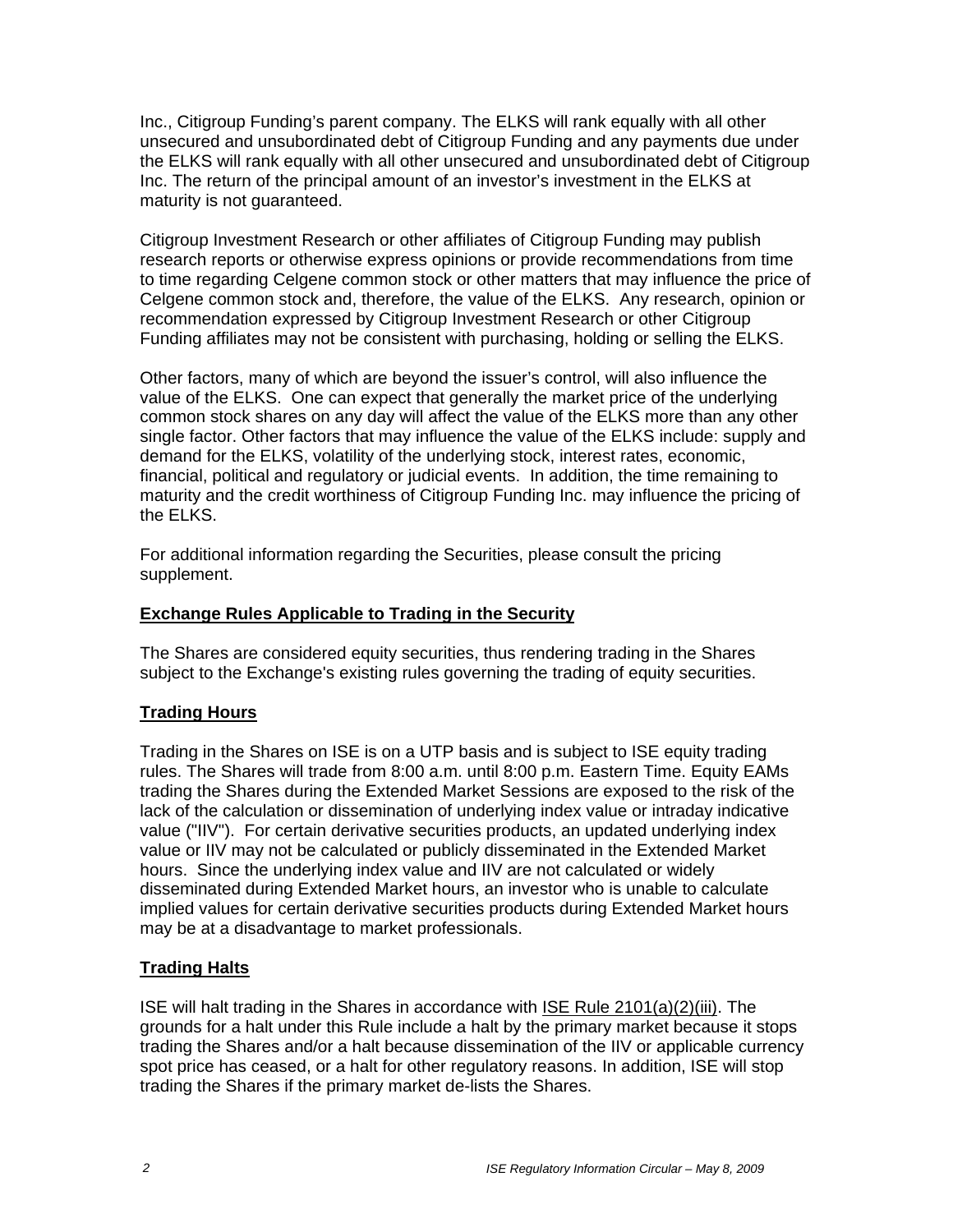Inc., Citigroup Funding's parent company. The ELKS will rank equally with all other unsecured and unsubordinated debt of Citigroup Funding and any payments due under the ELKS will rank equally with all other unsecured and unsubordinated debt of Citigroup Inc. The return of the principal amount of an investor's investment in the ELKS at maturity is not guaranteed.

Citigroup Investment Research or other affiliates of Citigroup Funding may publish research reports or otherwise express opinions or provide recommendations from time to time regarding Celgene common stock or other matters that may influence the price of Celgene common stock and, therefore, the value of the ELKS. Any research, opinion or recommendation expressed by Citigroup Investment Research or other Citigroup Funding affiliates may not be consistent with purchasing, holding or selling the ELKS.

Other factors, many of which are beyond the issuer's control, will also influence the value of the ELKS. One can expect that generally the market price of the underlying common stock shares on any day will affect the value of the ELKS more than any other single factor. Other factors that may influence the value of the ELKS include: supply and demand for the ELKS, volatility of the underlying stock, interest rates, economic, financial, political and regulatory or judicial events. In addition, the time remaining to maturity and the credit worthiness of Citigroup Funding Inc. may influence the pricing of the ELKS.

For additional information regarding the Securities, please consult the pricing supplement.

## Exchange Rules Applicable to Trading in the Security

The Shares are considered equity securities, thus rendering trading in the Shares subject to the Exchange's existing rules governing the trading of equity securities.

## Trading Hours

Trading in the Shares on ISE is on a UTP basis and is subject to ISE equity trading rules. The Shares will trade from 8:00 a.m. until 8:00 p.m. Eastern Time. Equity EAMs trading the Shares during the Extended Market Sessions are exposed to the risk of the lack of the calculation or dissemination of underlying index value or intraday indicative value ("IIV"). For certain derivative securities products, an updated underlying index value or IIV may not be calculated or publicly disseminated in the Extended Market hours. Since the underlying index value and IIV are not calculated or widely disseminated during Extended Market hours, an investor who is unable to calculate implied values for certain derivative securities products during Extended Market hours may be at a disadvantage to market professionals.

## Trading Halts

ISE will halt trading in the Shares in accordance with ISE Rule 2101(a)(2)(iii). The grounds for a halt under this Rule include a halt by the primary market because it stops trading the Shares and/or a halt because dissemination of the IIV or applicable currency spot price has ceased, or a halt for other regulatory reasons. In addition, ISE will stop trading the Shares if the primary market de-lists the Shares.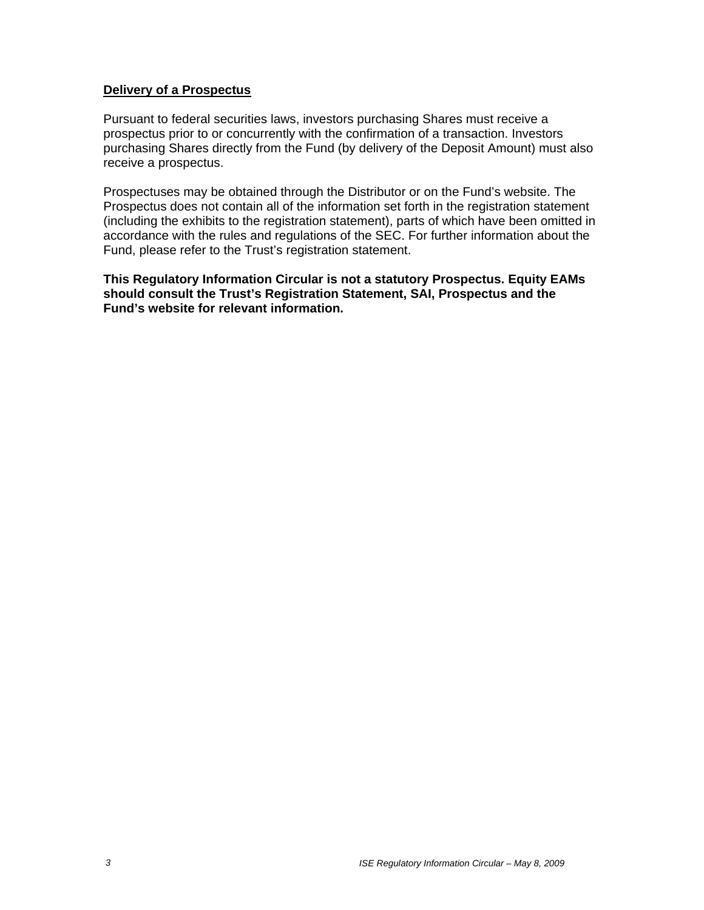**Delivery of a Prospectus**

Pursuant to federal securities laws, investors purchasing Shares must receive a prospectus prior to or concurrently with the confirmation of a transaction. Investors purchasing Shares directly from the Fund (by delivery of the Deposit Amount) must also receive a prospectus.

Prospectuses may be obtained through the Distributor or on the Fund's website. The Prospectus does not contain all of the information set forth in the registration statement (including the exhibits to the registration statement), parts of which have been omitted in accordance with the rules and regulations of the SEC. For further information about the Fund, please refer to the Trust's registration statement.

**This Regulatory Information Circular is not a statutory Prospectus. Equity EAMs should consult the Trust's Registration Statement, SAI, Prospectus and the Fund's website for relevant information.**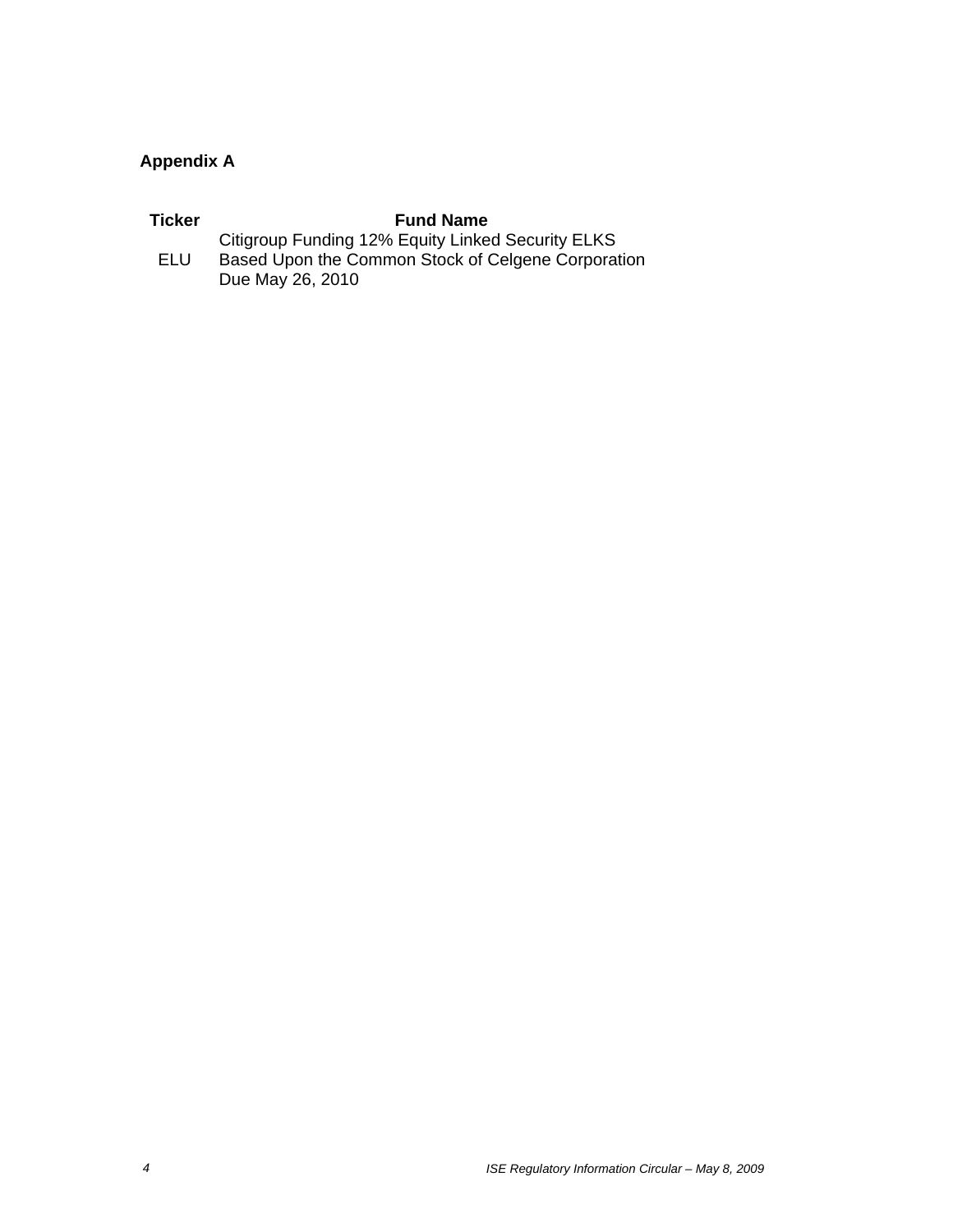**Appendix A**

| Ticker | Fund Name |
|---|---|
| ELU | Citigroup Funding 12% Equity Linked Security ELKS Based Upon the Common Stock of Celgene Corporation Due May 26, 2010 |